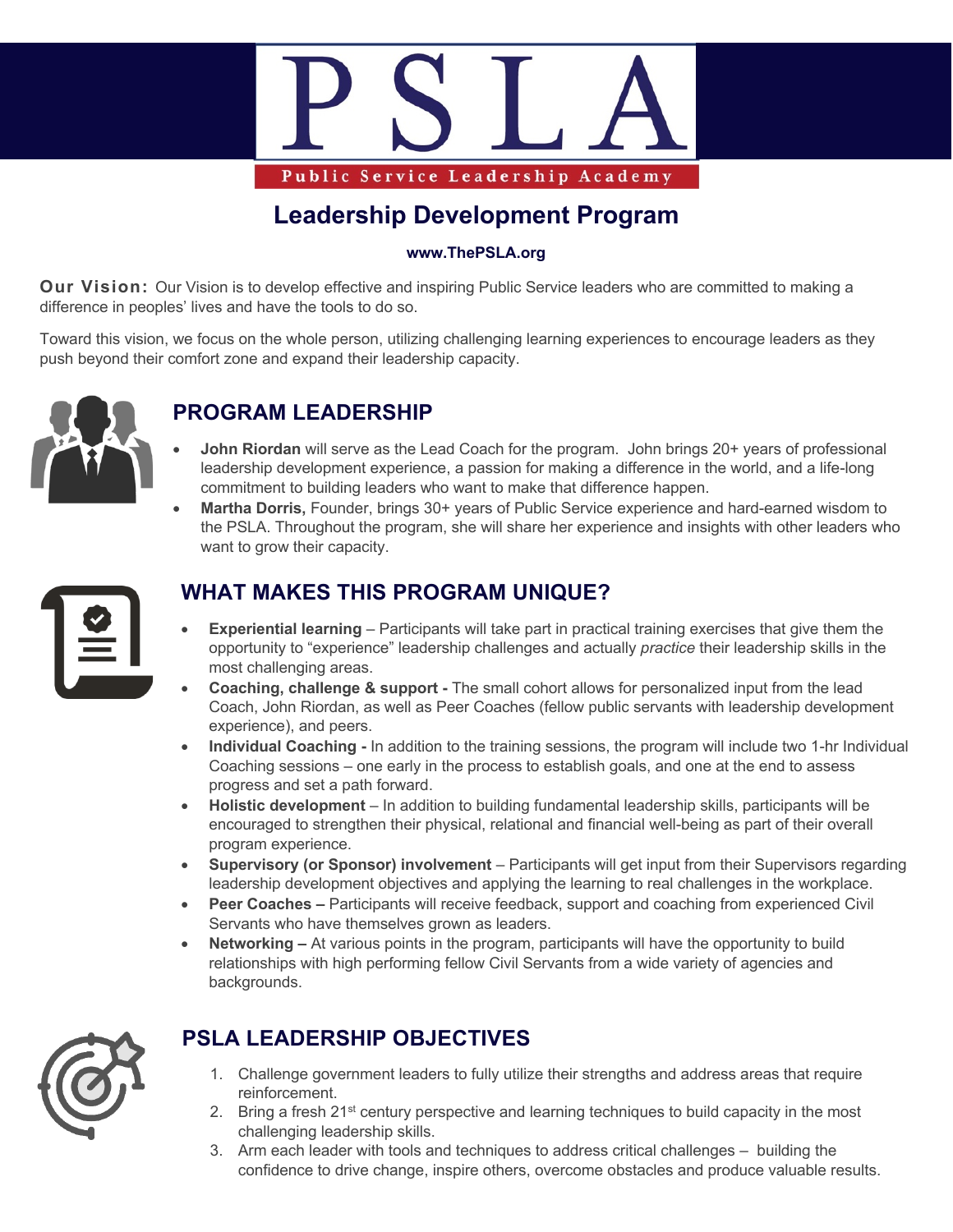# PSLA

Public Service Leadership Academy

## Leadership Development Program

**www.ThePSLA.org**

**Our Vision:** Our Vision is to develop effective and inspiring Public Service leaders who are committed to making a difference in peoples' lives and have the tools to do so.

Toward this vision, we focus on the whole person, utilizing challenging learning experiences to encourage leaders as they push beyond their comfort zone and expand their leadership capacity.

## PROGRAM LEADERSHIP

- **John Riordan** will serve as the Lead Coach for the program. John brings 20+ years of professional leadership development experience, a passion for making a difference in the world, and a life-long commitment to building leaders who want to make that difference happen.
- **Martha Dorris,** Founder, brings 30+ years of Public Service experience and hard-earned wisdom to the PSLA. Throughout the program, she will share her experience and insights with other leaders who want to grow their capacity.

## WHAT MAKES THIS PROGRAM UNIQUE?

- **Experiential learning** – Participants will take part in practical training exercises that give them the opportunity to "experience" leadership challenges and actually *practice* their leadership skills in the most challenging areas.
- **Coaching, challenge & support -** The small cohort allows for personalized input from the lead Coach, John Riordan, as well as Peer Coaches (fellow public servants with leadership development experience), and peers.
- **Individual Coaching -** In addition to the training sessions, the program will include two 1-hr Individual Coaching sessions – one early in the process to establish goals, and one at the end to assess progress and set a path forward.
- **Holistic development** – In addition to building fundamental leadership skills, participants will be encouraged to strengthen their physical, relational and financial well-being as part of their overall program experience.
- **Supervisory (or Sponsor) involvement** – Participants will get input from their Supervisors regarding leadership development objectives and applying the learning to real challenges in the workplace.
- **Peer Coaches –** Participants will receive feedback, support and coaching from experienced Civil Servants who have themselves grown as leaders.
- **Networking –** At various points in the program, participants will have the opportunity to build relationships with high performing fellow Civil Servants from a wide variety of agencies and backgrounds.

## PSLA LEADERSHIP OBJECTIVES

1. Challenge government leaders to fully utilize their strengths and address areas that require reinforcement.
2. Bring a fresh 21st century perspective and learning techniques to build capacity in the most challenging leadership skills.
3. Arm each leader with tools and techniques to address critical challenges – building the confidence to drive change, inspire others, overcome obstacles and produce valuable results.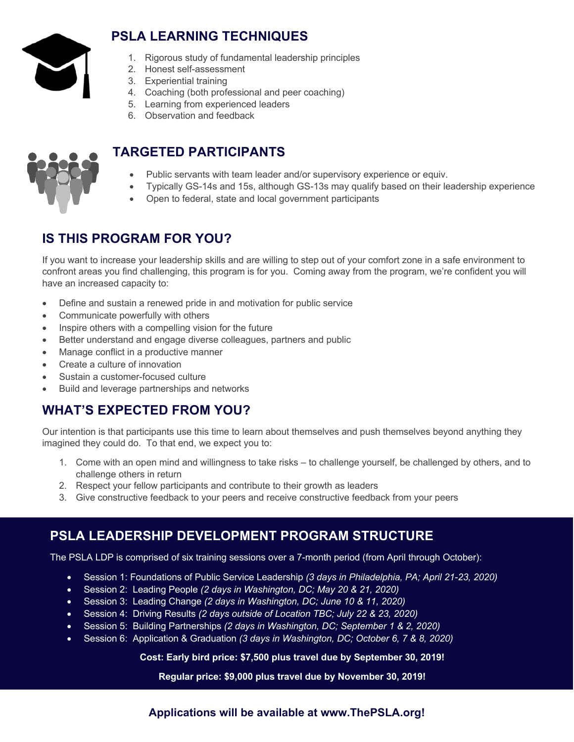## PSLA LEARNING TECHNIQUES

1. Rigorous study of fundamental leadership principles
2. Honest self-assessment
3. Experiential training
4. Coaching (both professional and peer coaching)
5. Learning from experienced leaders
6. Observation and feedback

## TARGETED PARTICIPANTS

- Public servants with team leader and/or supervisory experience or equiv.
- Typically GS-14s and 15s, although GS-13s may qualify based on their leadership experience
- Open to federal, state and local government participants

## IS THIS PROGRAM FOR YOU?

If you want to increase your leadership skills and are willing to step out of your comfort zone in a safe environment to confront areas you find challenging, this program is for you. Coming away from the program, we're confident you will have an increased capacity to:

- Define and sustain a renewed pride in and motivation for public service
- Communicate powerfully with others
- Inspire others with a compelling vision for the future
- Better understand and engage diverse colleagues, partners and public
- Manage conflict in a productive manner
- Create a culture of innovation
- Sustain a customer-focused culture
- Build and leverage partnerships and networks

## WHAT'S EXPECTED FROM YOU?

Our intention is that participants use this time to learn about themselves and push themselves beyond anything they imagined they could do. To that end, we expect you to:

1. Come with an open mind and willingness to take risks – to challenge yourself, be challenged by others, and to challenge others in return
2. Respect your fellow participants and contribute to their growth as leaders
3. Give constructive feedback to your peers and receive constructive feedback from your peers

## PSLA LEADERSHIP DEVELOPMENT PROGRAM STRUCTURE

The PSLA LDP is comprised of six training sessions over a 7-month period (from April through October):

- Session 1: Foundations of Public Service Leadership *(3 days in Philadelphia, PA; April 21-23, 2020)*
- Session 2: Leading People *(2 days in Washington, DC; May 20 & 21, 2020)*
- Session 3: Leading Change *(2 days in Washington, DC; June 10 & 11, 2020)*
- Session 4: Driving Results *(2 days outside of Location TBC; July 22 & 23, 2020)*
- Session 5: Building Partnerships *(2 days in Washington, DC; September 1 & 2, 2020)*
- Session 6: Application & Graduation *(3 days in Washington, DC; October 6, 7 & 8, 2020)*

**Cost: Early bird price: $7,500 plus travel due by September 30, 2019!**

**Regular price: $9,000 plus travel due by November 30, 2019!**

**Applications will be available at www.ThePSLA.org!**